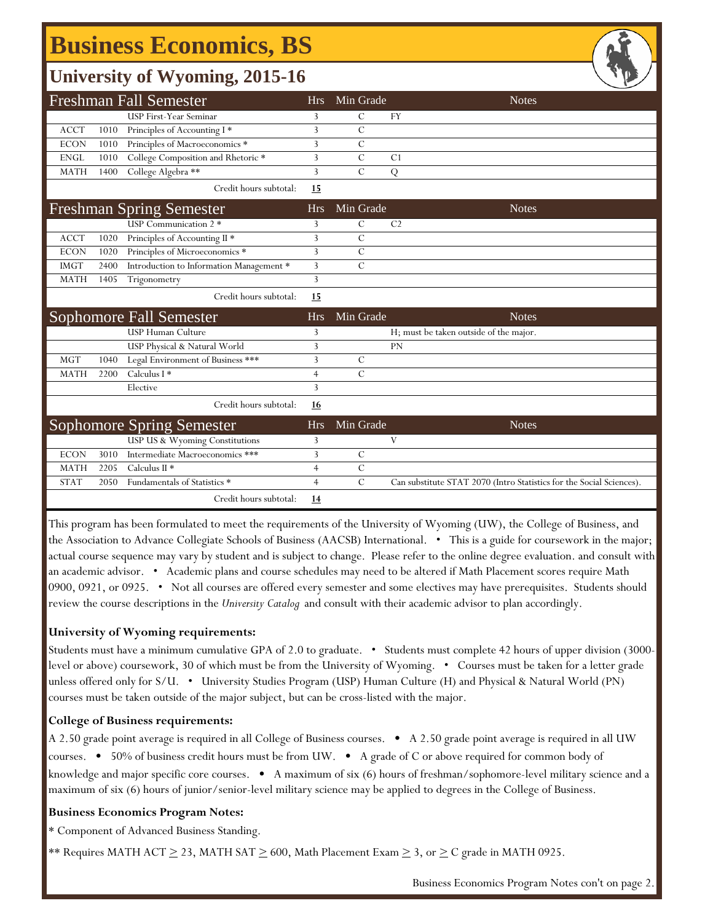# Business Economics, BS

## University of Wyoming, 2015-16

| Freshman Fall Semester | | | Hrs | Min Grade | Notes |
|---|---|---|---|---|---|
| | | USP First-Year Seminar | 3 | C | FY |
| ACCT | 1010 | Principles of Accounting I * | 3 | C | |
| ECON | 1010 | Principles of Macroeconomics * | 3 | C | |
| ENGL | 1010 | College Composition and Rhetoric * | 3 | C | C1 |
| MATH | 1400 | College Algebra ** | 3 | C | Q |
| | | Credit hours subtotal: | **15** | | |

| Freshman Spring Semester | | | Hrs | Min Grade | Notes |
|---|---|---|---|---|---|
| | | USP Communication 2 * | 3 | C | C2 |
| ACCT | 1020 | Principles of Accounting II * | 3 | C | |
| ECON | 1020 | Principles of Microeconomics * | 3 | C | |
| IMGT | 2400 | Introduction to Information Management * | 3 | C | |
| MATH | 1405 | Trigonometry | 3 | | |
| | | Credit hours subtotal: | **15** | | |

| Sophomore Fall Semester | | | Hrs | Min Grade | Notes |
|---|---|---|---|---|---|
| | | USP Human Culture | 3 | | H; must be taken outside of the major. |
| | | USP Physical & Natural World | 3 | | PN |
| MGT | 1040 | Legal Environment of Business *** | 3 | C | |
| MATH | 2200 | Calculus I * | 4 | C | |
| | | Elective | 3 | | |
| | | Credit hours subtotal: | **16** | | |

| Sophomore Spring Semester | | | Hrs | Min Grade | Notes |
|---|---|---|---|---|---|
| | | USP US & Wyoming Constitutions | 3 | | V |
| ECON | 3010 | Intermediate Macroeconomics *** | 3 | C | |
| MATH | 2205 | Calculus II * | 4 | C | |
| STAT | 2050 | Fundamentals of Statistics * | 4 | C | Can substitute STAT 2070 (Intro Statistics for the Social Sciences). |
| | | Credit hours subtotal: | **14** | | |

This program has been formulated to meet the requirements of the University of Wyoming (UW), the College of Business, and the Association to Advance Collegiate Schools of Business (AACSB) International. • This is a guide for coursework in the major; actual course sequence may vary by student and is subject to change. Please refer to the online degree evaluation. and consult with an academic advisor. • Academic plans and course schedules may need to be altered if Math Placement scores require Math 0900, 0921, or 0925. • Not all courses are offered every semester and some electives may have prerequisites. Students should review the course descriptions in the *University Catalog* and consult with their academic advisor to plan accordingly.

**University of Wyoming requirements:**

Students must have a minimum cumulative GPA of 2.0 to graduate. • Students must complete 42 hours of upper division (3000-level or above) coursework, 30 of which must be from the University of Wyoming. • Courses must be taken for a letter grade unless offered only for S/U. • University Studies Program (USP) Human Culture (H) and Physical & Natural World (PN) courses must be taken outside of the major subject, but can be cross-listed with the major.

**College of Business requirements:**

A 2.50 grade point average is required in all College of Business courses. • A 2.50 grade point average is required in all UW courses. • 50% of business credit hours must be from UW. • A grade of C or above required for common body of knowledge and major specific core courses. • A maximum of six (6) hours of freshman/sophomore-level military science and a maximum of six (6) hours of junior/senior-level military science may be applied to degrees in the College of Business.

**Business Economics Program Notes:**

* Component of Advanced Business Standing.

** Requires MATH ACT $\geq$ 23, MATH SAT $\geq$ 600, Math Placement Exam $\geq$ 3, or $\geq$ C grade in MATH 0925.

Business Economics Program Notes con't on page 2.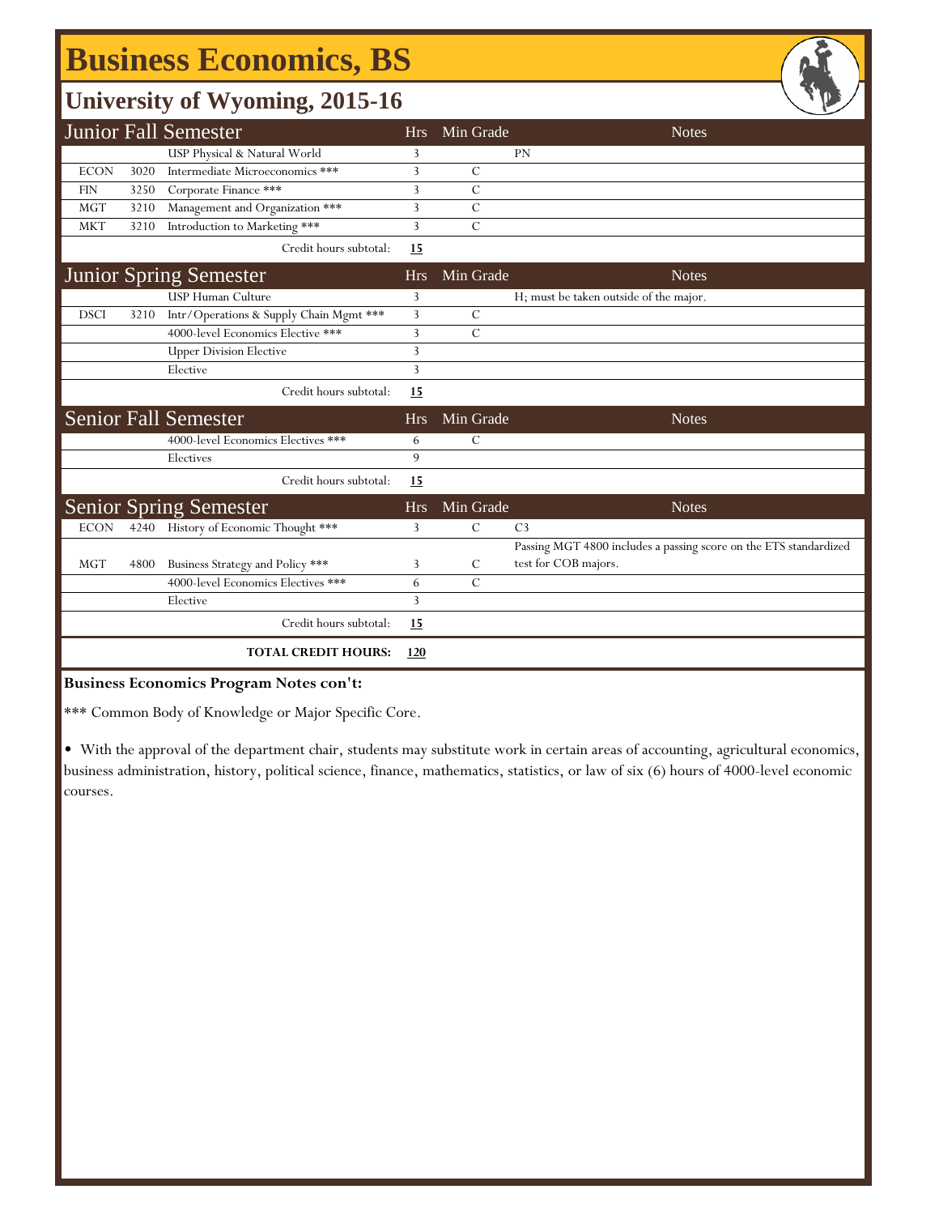# Business Economics, BS

## University of Wyoming, 2015-16

| Junior Fall Semester | | | Hrs | Min Grade | Notes |
|---|---|---|---|---|---|
| | | USP Physical & Natural World | 3 | | PN |
| ECON | 3020 | Intermediate Microeconomics *** | 3 | C | |
| FIN | 3250 | Corporate Finance *** | 3 | C | |
| MGT | 3210 | Management and Organization *** | 3 | C | |
| MKT | 3210 | Introduction to Marketing *** | 3 | C | |
| | | Credit hours subtotal: | **15** | | |

| Junior Spring Semester | | | Hrs | Min Grade | Notes |
|---|---|---|---|---|---|
| | | USP Human Culture | 3 | | H; must be taken outside of the major. |
| DSCI | 3210 | Intr/Operations & Supply Chain Mgmt *** | 3 | C | |
| | | 4000-level Economics Elective *** | 3 | C | |
| | | Upper Division Elective | 3 | | |
| | | Elective | 3 | | |
| | | Credit hours subtotal: | **15** | | |

| Senior Fall Semester | | | Hrs | Min Grade | Notes |
|---|---|---|---|---|---|
| | | 4000-level Economics Electives *** | 6 | C | |
| | | Electives | 9 | | |
| | | Credit hours subtotal: | **15** | | |

| Senior Spring Semester | | | Hrs | Min Grade | Notes |
|---|---|---|---|---|---|
| ECON | 4240 | History of Economic Thought *** | 3 | C | C3 |
| MGT | 4800 | Business Strategy and Policy *** | 3 | C | Passing MGT 4800 includes a passing score on the ETS standardized test for COB majors. |
| | | 4000-level Economics Electives *** | 6 | C | |
| | | Elective | 3 | | |
| | | Credit hours subtotal: | **15** | | |
| | | **TOTAL CREDIT HOURS:** | **120** | | |

**Business Economics Program Notes con't:**

*** Common Body of Knowledge or Major Specific Core.

• With the approval of the department chair, students may substitute work in certain areas of accounting, agricultural economics, business administration, history, political science, finance, mathematics, statistics, or law of six (6) hours of 4000-level economic courses.